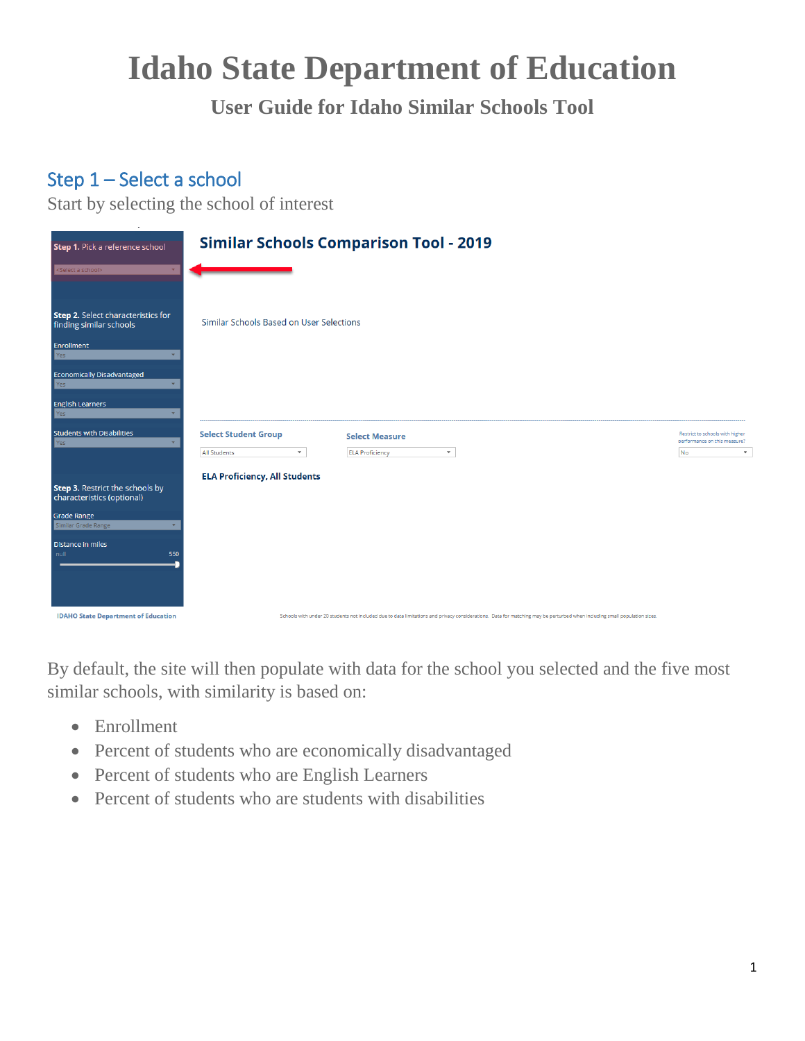# Idaho State Department of Education

## User Guide for Idaho Similar Schools Tool

### Step 1 – Select a school

Start by selecting the school of interest

By default, the site will then populate with data for the school you selected and the five most similar schools, with similarity is based on:

- Enrollment
- Percent of students who are economically disadvantaged
- Percent of students who are English Learners
- Percent of students who are students with disabilities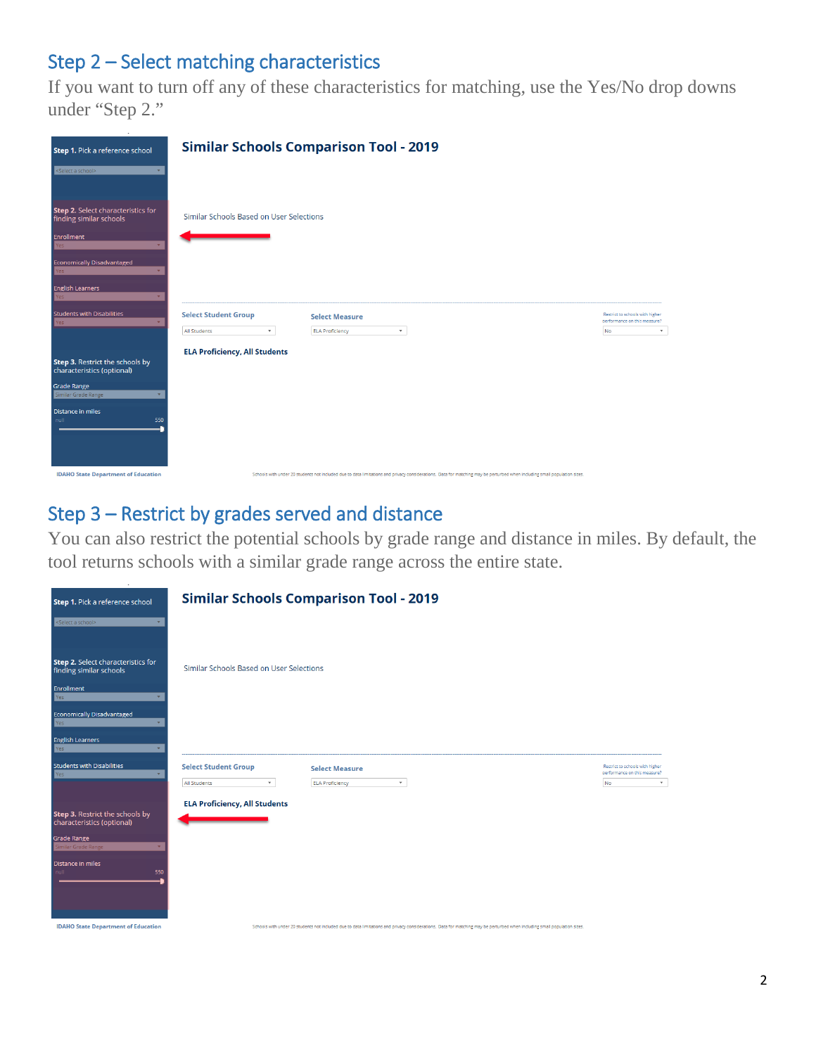## Step 2 – Select matching characteristics

If you want to turn off any of these characteristics for matching, use the Yes/No drop downs under "Step 2."

## Step 3 – Restrict by grades served and distance

You can also restrict the potential schools by grade range and distance in miles. By default, the tool returns schools with a similar grade range across the entire state.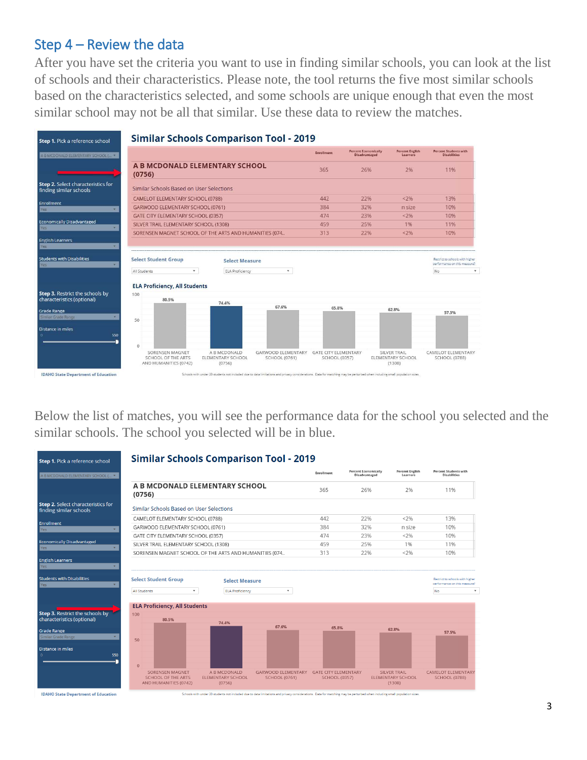## Step 4 – Review the data

After you have set the criteria you want to use in finding similar schools, you can look at the list of schools and their characteristics. Please note, the tool returns the five most similar schools based on the characteristics selected, and some schools are unique enough that even the most similar school may not be all that similar. Use these data to review the matches.

**Similar Schools Comparison Tool - 2019**

| | Enrollment | Percent Economically Disadvantaged | Percent English Learners | Percent Students with Disabilities |
|---|---|---|---|---|
| **A B MCDONALD ELEMENTARY SCHOOL (0756)** | 365 | 26% | 2% | 11% |
| *Similar Schools Based on User Selections* | | | | |
| CAMELOT ELEMENTARY SCHOOL (0788) | 442 | 22% | <2% | 13% |
| GARWOOD ELEMENTARY SCHOOL (0761) | 384 | 32% | n size | 10% |
| GATE CITY ELEMENTARY SCHOOL (0357) | 474 | 23% | <2% | 10% |
| SILVER TRAIL ELEMENTARY SCHOOL (1308) | 459 | 25% | 1% | 11% |
| SORENSEN MAGNET SCHOOL OF THE ARTS AND HUMANITIES (074.. | 313 | 22% | <2% | 10% |

**ELA Proficiency, All Students**

| School | ELA Proficiency |
|---|---|
| SORENSEN MAGNET SCHOOL OF THE ARTS AND HUMANITIES (0742) | 80.5% |
| A B MCDONALD ELEMENTARY SCHOOL (0756) | 74.4% |
| GARWOOD ELEMENTARY SCHOOL (0761) | 67.6% |
| GATE CITY ELEMENTARY SCHOOL (0357) | 65.8% |
| SILVER TRAIL ELEMENTARY SCHOOL (1308) | 62.8% |
| CAMELOT ELEMENTARY SCHOOL (0788) | 57.5% |

Below the list of matches, you will see the performance data for the school you selected and the similar schools. The school you selected will be in blue.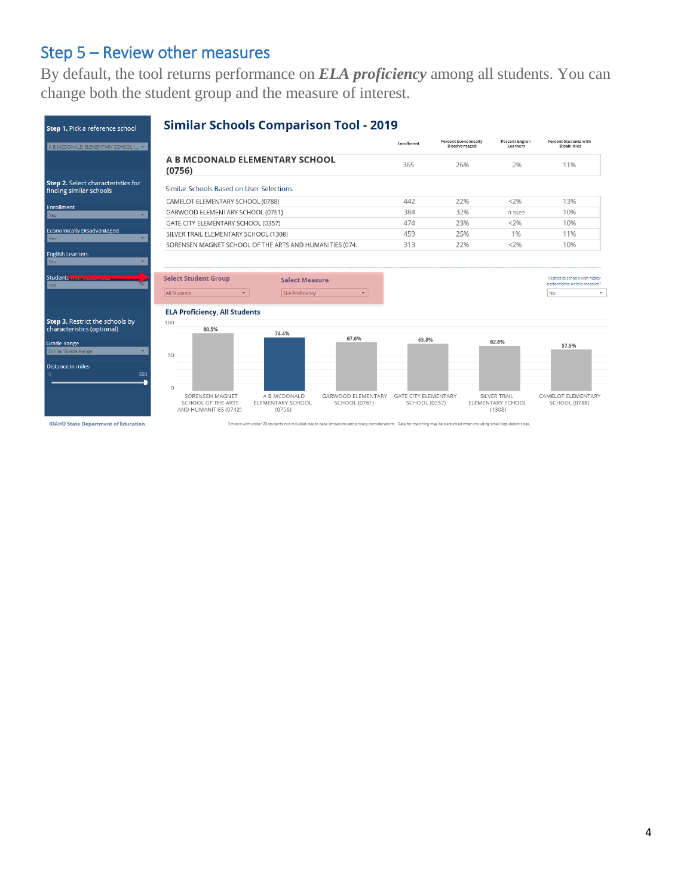## Step 5 – Review other measures

By default, the tool returns performance on ***ELA proficiency*** among all students. You can change both the student group and the measure of interest.

**Step 1.** Pick a reference school

A B MCDONALD ELEMENTARY SCHOOL (...

**Step 2.** Select characteristics for finding similar schools

Enrollment: Yes

Economically Disadvantaged: Yes

English Learners: Yes

Students with Disabilities: Yes

**Step 3.** Restrict the schools by characteristics (optional)

Grade Range: Similar Grade Range

Distance in miles: 0 – 550

IDAHO State Department of Education

### Similar Schools Comparison Tool - 2019

| | Enrollment | Percent Economically Disadvantaged | Percent English Learners | Percent Students with Disabilities |
|---|---|---|---|---|
| **A B MCDONALD ELEMENTARY SCHOOL (0756)** | 365 | 26% | 2% | 11% |
| Similar Schools Based on User Selections | | | | |
| CAMELOT ELEMENTARY SCHOOL (0788) | 442 | 22% | <2% | 13% |
| GARWOOD ELEMENTARY SCHOOL (0761) | 384 | 32% | n size | 10% |
| GATE CITY ELEMENTARY SCHOOL (0357) | 474 | 23% | <2% | 10% |
| SILVER TRAIL ELEMENTARY SCHOOL (1308) | 459 | 25% | 1% | 11% |
| SORENSEN MAGNET SCHOOL OF THE ARTS AND HUMANITIES (074.. | 313 | 22% | <2% | 10% |

Select Student Group: All Students

Select Measure: ELA Proficiency

Restrict to schools with higher performance on this measure? No

**ELA Proficiency, All Students**

| School | ELA Proficiency |
|---|---|
| SORENSEN MAGNET SCHOOL OF THE ARTS AND HUMANITIES (0742) | 80.5% |
| A B MCDONALD ELEMENTARY SCHOOL (0756) | 74.4% |
| GARWOOD ELEMENTARY SCHOOL (0761) | 67.6% |
| GATE CITY ELEMENTARY SCHOOL (0357) | 65.8% |
| SILVER TRAIL ELEMENTARY SCHOOL (1308) | 62.8% |
| CAMELOT ELEMENTARY SCHOOL (0788) | 57.5% |

Schools with under 20 students not included due to data limitations and privacy considerations. Data for matching may be perturbed when including small population sizes.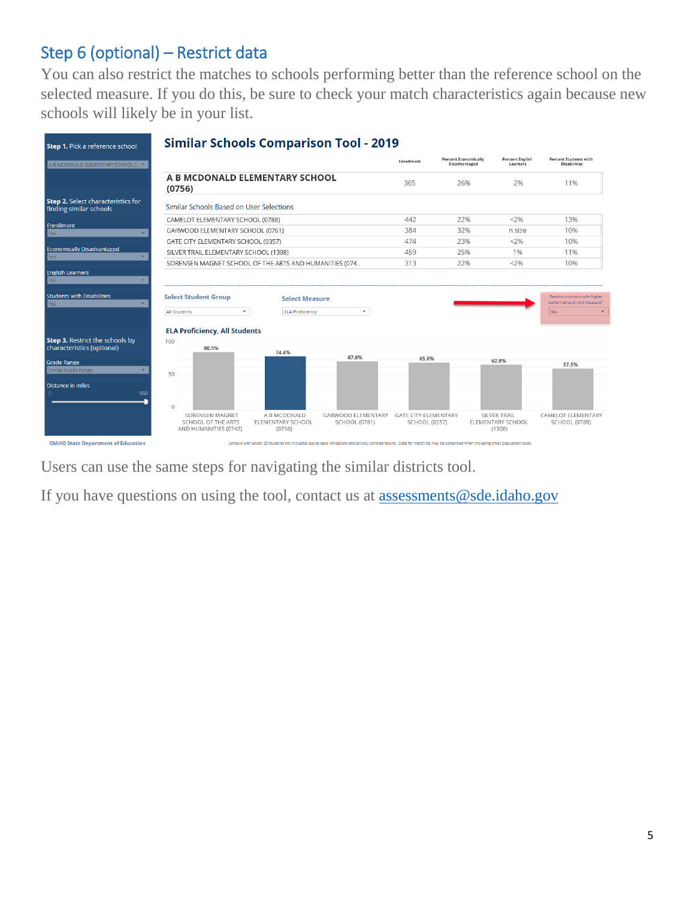## Step 6 (optional) – Restrict data

You can also restrict the matches to schools performing better than the reference school on the selected measure. If you do this, be sure to check your match characteristics again because new schools will likely be in your list.

**Step 1.** Pick a reference school

A B MCDONALD ELEMENTARY SCHOOL (...

**Step 2.** Select characteristics for finding similar schools

Enrollment

Yes

Economically Disadvantaged

Yes

English Learners

Yes

Students with Disabilities

Yes

**Step 3.** Restrict the schools by characteristics (optional)

Grade Range

Similar Grade Range

Distance in miles

0 550

IDAHO State Department of Education

**Similar Schools Comparison Tool - 2019**

| | Enrollment | Percent Economically Disadvantaged | Percent English Learners | Percent Students with Disabilities |
|---|---|---|---|---|
| **A B MCDONALD ELEMENTARY SCHOOL (0756)** | 365 | 26% | 2% | 11% |
| Similar Schools Based on User Selections | | | | |
| CAMELOT ELEMENTARY SCHOOL (0788) | 442 | 22% | <2% | 13% |
| GARWOOD ELEMENTARY SCHOOL (0761) | 384 | 32% | n size | 10% |
| GATE CITY ELEMENTARY SCHOOL (0357) | 474 | 23% | <2% | 10% |
| SILVER TRAIL ELEMENTARY SCHOOL (1308) | 459 | 25% | 1% | 11% |
| SORENSEN MAGNET SCHOOL OF THE ARTS AND HUMANITIES (074.. | 313 | 22% | <2% | 10% |

Select Student Group

All Students

Select Measure

ELA Proficiency

Restrict to schools with higher performance on this measure?

No

**ELA Proficiency, All Students**

100

50

0

80.5%
SORENSEN MAGNET SCHOOL OF THE ARTS AND HUMANITIES (0742)

74.4%
A B MCDONALD ELEMENTARY SCHOOL (0756)

67.6%
GARWOOD ELEMENTARY SCHOOL (0761)

65.8%
GATE CITY ELEMENTARY SCHOOL (0357)

62.8%
SILVER TRAIL ELEMENTARY SCHOOL (1308)

57.5%
CAMELOT ELEMENTARY SCHOOL (0788)

Schools with under 20 students not included due to data limitations and privacy considerations. Data for matching may be perturbed when including small population sizes.

Users can use the same steps for navigating the similar districts tool.

If you have questions on using the tool, contact us at assessments@sde.idaho.gov